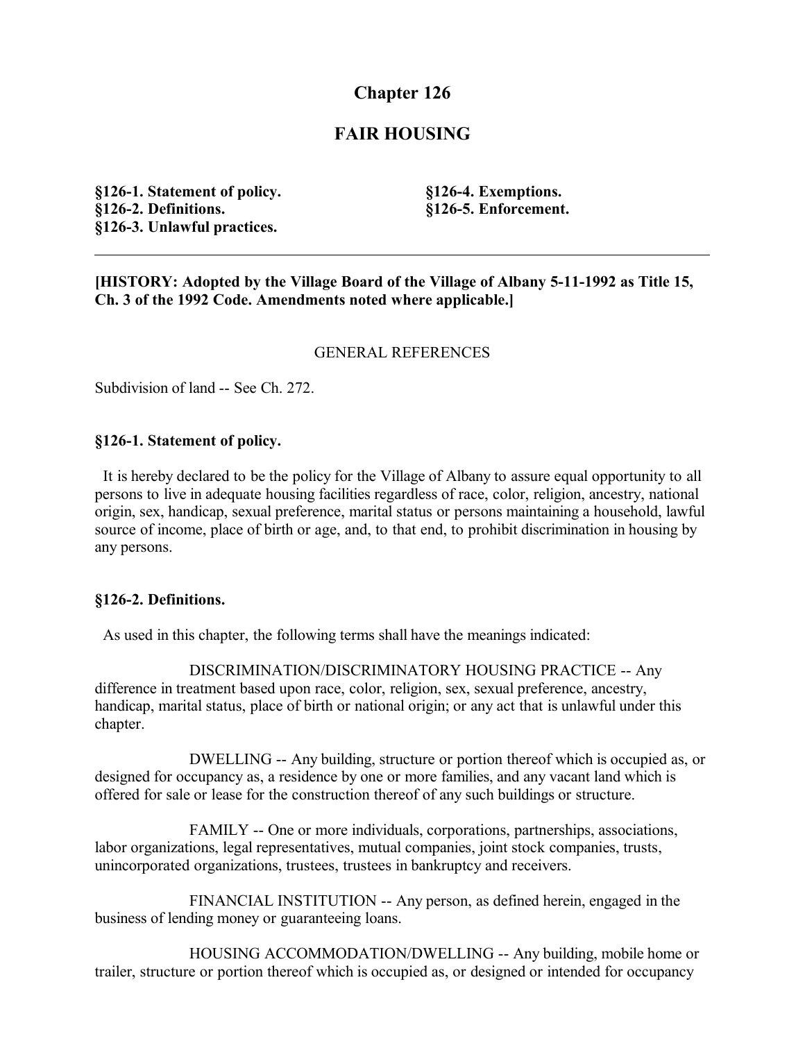# Chapter 126

## FAIR HOUSING

**§126-1. Statement of policy.**
**§126-2. Definitions.**
**§126-3. Unlawful practices.**
**§126-4. Exemptions.**
**§126-5. Enforcement.**

---

**[HISTORY: Adopted by the Village Board of the Village of Albany 5-11-1992 as Title 15, Ch. 3 of the 1992 Code. Amendments noted where applicable.]**

GENERAL REFERENCES

Subdivision of land -- See Ch. 272.

### §126-1. Statement of policy.

It is hereby declared to be the policy for the Village of Albany to assure equal opportunity to all persons to live in adequate housing facilities regardless of race, color, religion, ancestry, national origin, sex, handicap, sexual preference, marital status or persons maintaining a household, lawful source of income, place of birth or age, and, to that end, to prohibit discrimination in housing by any persons.

### §126-2. Definitions.

As used in this chapter, the following terms shall have the meanings indicated:

DISCRIMINATION/DISCRIMINATORY HOUSING PRACTICE -- Any difference in treatment based upon race, color, religion, sex, sexual preference, ancestry, handicap, marital status, place of birth or national origin; or any act that is unlawful under this chapter.

DWELLING -- Any building, structure or portion thereof which is occupied as, or designed for occupancy as, a residence by one or more families, and any vacant land which is offered for sale or lease for the construction thereof of any such buildings or structure.

FAMILY -- One or more individuals, corporations, partnerships, associations, labor organizations, legal representatives, mutual companies, joint stock companies, trusts, unincorporated organizations, trustees, trustees in bankruptcy and receivers.

FINANCIAL INSTITUTION -- Any person, as defined herein, engaged in the business of lending money or guaranteeing loans.

HOUSING ACCOMMODATION/DWELLING -- Any building, mobile home or trailer, structure or portion thereof which is occupied as, or designed or intended for occupancy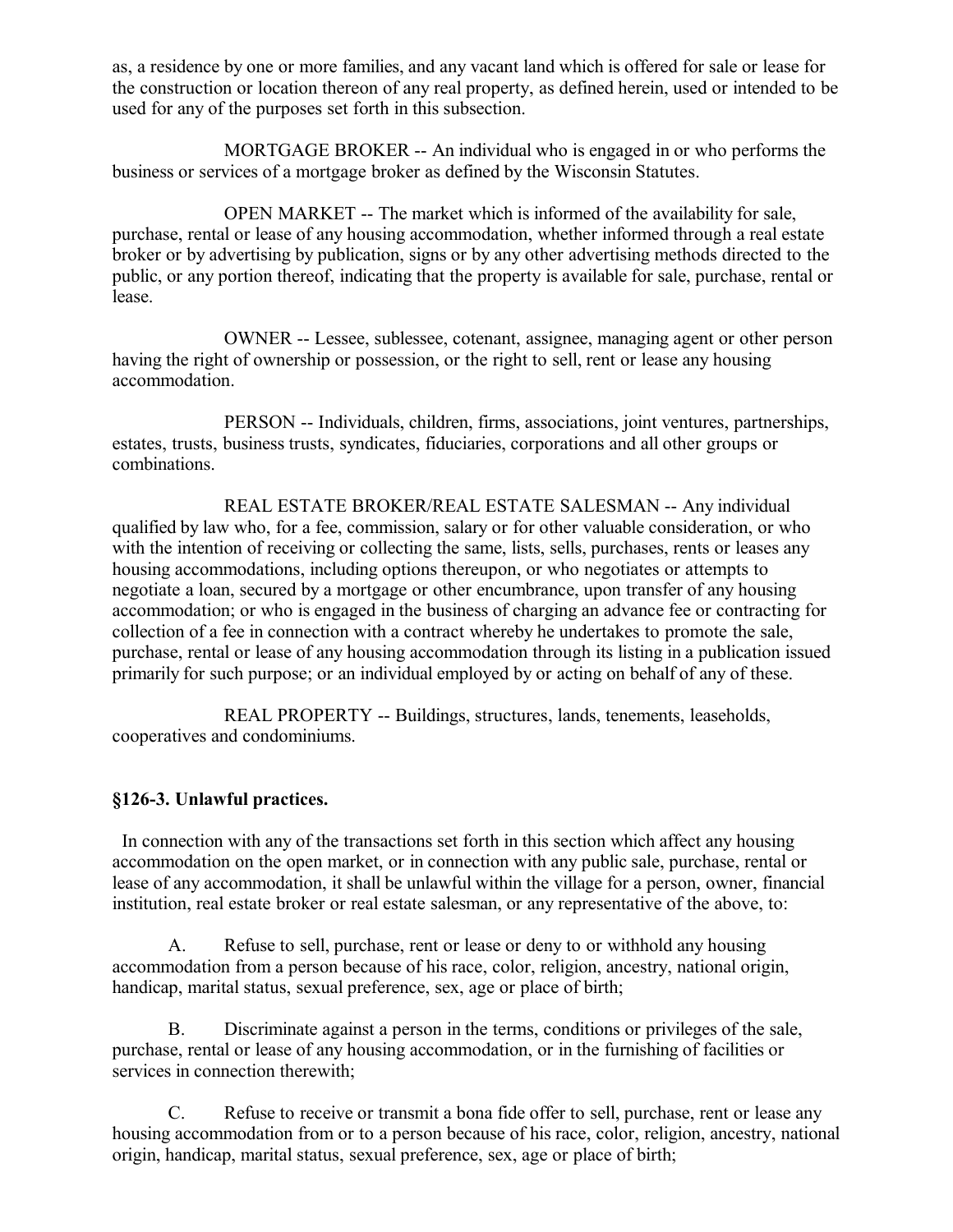as, a residence by one or more families, and any vacant land which is offered for sale or lease for the construction or location thereon of any real property, as defined herein, used or intended to be used for any of the purposes set forth in this subsection.

MORTGAGE BROKER -- An individual who is engaged in or who performs the business or services of a mortgage broker as defined by the Wisconsin Statutes.

OPEN MARKET -- The market which is informed of the availability for sale, purchase, rental or lease of any housing accommodation, whether informed through a real estate broker or by advertising by publication, signs or by any other advertising methods directed to the public, or any portion thereof, indicating that the property is available for sale, purchase, rental or lease.

OWNER -- Lessee, sublessee, cotenant, assignee, managing agent or other person having the right of ownership or possession, or the right to sell, rent or lease any housing accommodation.

PERSON -- Individuals, children, firms, associations, joint ventures, partnerships, estates, trusts, business trusts, syndicates, fiduciaries, corporations and all other groups or combinations.

REAL ESTATE BROKER/REAL ESTATE SALESMAN -- Any individual qualified by law who, for a fee, commission, salary or for other valuable consideration, or who with the intention of receiving or collecting the same, lists, sells, purchases, rents or leases any housing accommodations, including options thereupon, or who negotiates or attempts to negotiate a loan, secured by a mortgage or other encumbrance, upon transfer of any housing accommodation; or who is engaged in the business of charging an advance fee or contracting for collection of a fee in connection with a contract whereby he undertakes to promote the sale, purchase, rental or lease of any housing accommodation through its listing in a publication issued primarily for such purpose; or an individual employed by or acting on behalf of any of these.

REAL PROPERTY -- Buildings, structures, lands, tenements, leaseholds, cooperatives and condominiums.

### §126-3. Unlawful practices.

In connection with any of the transactions set forth in this section which affect any housing accommodation on the open market, or in connection with any public sale, purchase, rental or lease of any accommodation, it shall be unlawful within the village for a person, owner, financial institution, real estate broker or real estate salesman, or any representative of the above, to:

A. Refuse to sell, purchase, rent or lease or deny to or withhold any housing accommodation from a person because of his race, color, religion, ancestry, national origin, handicap, marital status, sexual preference, sex, age or place of birth;

B. Discriminate against a person in the terms, conditions or privileges of the sale, purchase, rental or lease of any housing accommodation, or in the furnishing of facilities or services in connection therewith;

C. Refuse to receive or transmit a bona fide offer to sell, purchase, rent or lease any housing accommodation from or to a person because of his race, color, religion, ancestry, national origin, handicap, marital status, sexual preference, sex, age or place of birth;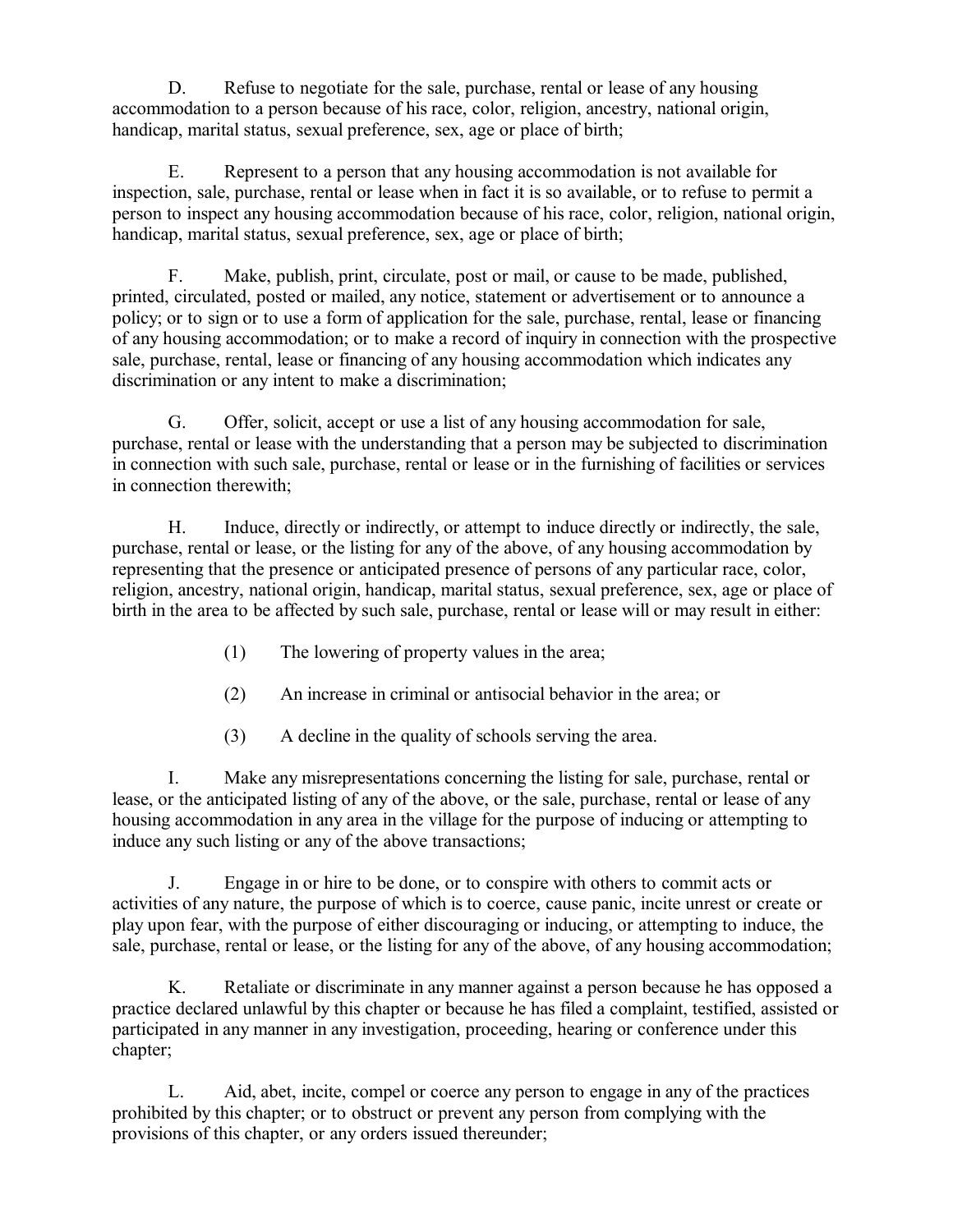D. Refuse to negotiate for the sale, purchase, rental or lease of any housing accommodation to a person because of his race, color, religion, ancestry, national origin, handicap, marital status, sexual preference, sex, age or place of birth;

E. Represent to a person that any housing accommodation is not available for inspection, sale, purchase, rental or lease when in fact it is so available, or to refuse to permit a person to inspect any housing accommodation because of his race, color, religion, national origin, handicap, marital status, sexual preference, sex, age or place of birth;

F. Make, publish, print, circulate, post or mail, or cause to be made, published, printed, circulated, posted or mailed, any notice, statement or advertisement or to announce a policy; or to sign or to use a form of application for the sale, purchase, rental, lease or financing of any housing accommodation; or to make a record of inquiry in connection with the prospective sale, purchase, rental, lease or financing of any housing accommodation which indicates any discrimination or any intent to make a discrimination;

G. Offer, solicit, accept or use a list of any housing accommodation for sale, purchase, rental or lease with the understanding that a person may be subjected to discrimination in connection with such sale, purchase, rental or lease or in the furnishing of facilities or services in connection therewith;

H. Induce, directly or indirectly, or attempt to induce directly or indirectly, the sale, purchase, rental or lease, or the listing for any of the above, of any housing accommodation by representing that the presence or anticipated presence of persons of any particular race, color, religion, ancestry, national origin, handicap, marital status, sexual preference, sex, age or place of birth in the area to be affected by such sale, purchase, rental or lease will or may result in either:

(1) The lowering of property values in the area;

(2) An increase in criminal or antisocial behavior in the area; or

(3) A decline in the quality of schools serving the area.

I. Make any misrepresentations concerning the listing for sale, purchase, rental or lease, or the anticipated listing of any of the above, or the sale, purchase, rental or lease of any housing accommodation in any area in the village for the purpose of inducing or attempting to induce any such listing or any of the above transactions;

J. Engage in or hire to be done, or to conspire with others to commit acts or activities of any nature, the purpose of which is to coerce, cause panic, incite unrest or create or play upon fear, with the purpose of either discouraging or inducing, or attempting to induce, the sale, purchase, rental or lease, or the listing for any of the above, of any housing accommodation;

K. Retaliate or discriminate in any manner against a person because he has opposed a practice declared unlawful by this chapter or because he has filed a complaint, testified, assisted or participated in any manner in any investigation, proceeding, hearing or conference under this chapter;

L. Aid, abet, incite, compel or coerce any person to engage in any of the practices prohibited by this chapter; or to obstruct or prevent any person from complying with the provisions of this chapter, or any orders issued thereunder;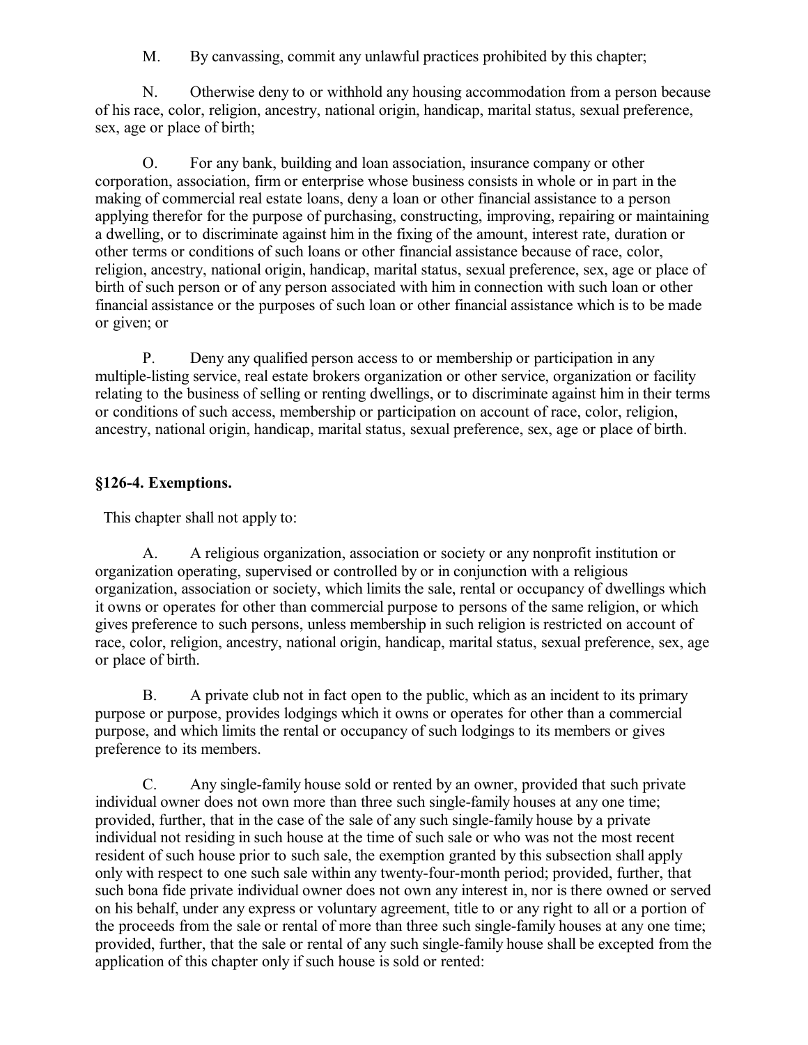M. By canvassing, commit any unlawful practices prohibited by this chapter;

N. Otherwise deny to or withhold any housing accommodation from a person because of his race, color, religion, ancestry, national origin, handicap, marital status, sexual preference, sex, age or place of birth;

O. For any bank, building and loan association, insurance company or other corporation, association, firm or enterprise whose business consists in whole or in part in the making of commercial real estate loans, deny a loan or other financial assistance to a person applying therefor for the purpose of purchasing, constructing, improving, repairing or maintaining a dwelling, or to discriminate against him in the fixing of the amount, interest rate, duration or other terms or conditions of such loans or other financial assistance because of race, color, religion, ancestry, national origin, handicap, marital status, sexual preference, sex, age or place of birth of such person or of any person associated with him in connection with such loan or other financial assistance or the purposes of such loan or other financial assistance which is to be made or given; or

P. Deny any qualified person access to or membership or participation in any multiple-listing service, real estate brokers organization or other service, organization or facility relating to the business of selling or renting dwellings, or to discriminate against him in their terms or conditions of such access, membership or participation on account of race, color, religion, ancestry, national origin, handicap, marital status, sexual preference, sex, age or place of birth.

### §126-4. Exemptions.

This chapter shall not apply to:

A. A religious organization, association or society or any nonprofit institution or organization operating, supervised or controlled by or in conjunction with a religious organization, association or society, which limits the sale, rental or occupancy of dwellings which it owns or operates for other than commercial purpose to persons of the same religion, or which gives preference to such persons, unless membership in such religion is restricted on account of race, color, religion, ancestry, national origin, handicap, marital status, sexual preference, sex, age or place of birth.

B. A private club not in fact open to the public, which as an incident to its primary purpose or purpose, provides lodgings which it owns or operates for other than a commercial purpose, and which limits the rental or occupancy of such lodgings to its members or gives preference to its members.

C. Any single-family house sold or rented by an owner, provided that such private individual owner does not own more than three such single-family houses at any one time; provided, further, that in the case of the sale of any such single-family house by a private individual not residing in such house at the time of such sale or who was not the most recent resident of such house prior to such sale, the exemption granted by this subsection shall apply only with respect to one such sale within any twenty-four-month period; provided, further, that such bona fide private individual owner does not own any interest in, nor is there owned or served on his behalf, under any express or voluntary agreement, title to or any right to all or a portion of the proceeds from the sale or rental of more than three such single-family houses at any one time; provided, further, that the sale or rental of any such single-family house shall be excepted from the application of this chapter only if such house is sold or rented: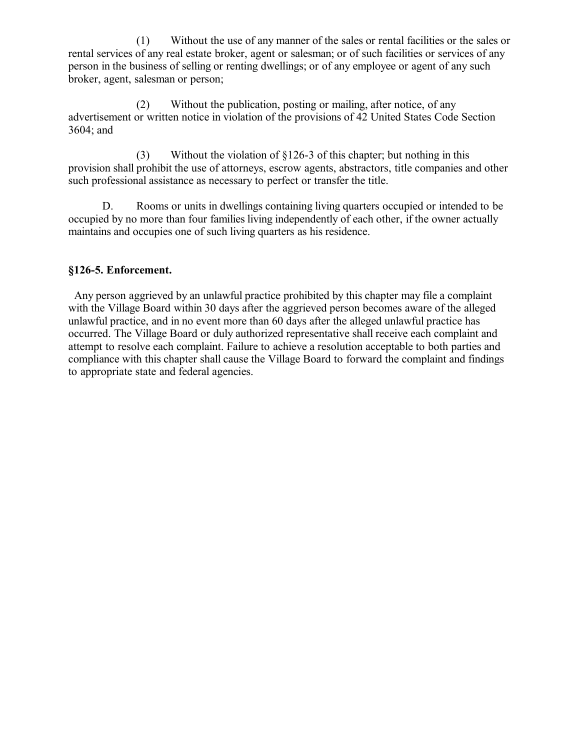(1) Without the use of any manner of the sales or rental facilities or the sales or rental services of any real estate broker, agent or salesman; or of such facilities or services of any person in the business of selling or renting dwellings; or of any employee or agent of any such broker, agent, salesman or person;

(2) Without the publication, posting or mailing, after notice, of any advertisement or written notice in violation of the provisions of 42 United States Code Section 3604; and

(3) Without the violation of §126-3 of this chapter; but nothing in this provision shall prohibit the use of attorneys, escrow agents, abstractors, title companies and other such professional assistance as necessary to perfect or transfer the title.

D. Rooms or units in dwellings containing living quarters occupied or intended to be occupied by no more than four families living independently of each other, if the owner actually maintains and occupies one of such living quarters as his residence.

**§126-5. Enforcement.**

Any person aggrieved by an unlawful practice prohibited by this chapter may file a complaint with the Village Board within 30 days after the aggrieved person becomes aware of the alleged unlawful practice, and in no event more than 60 days after the alleged unlawful practice has occurred. The Village Board or duly authorized representative shall receive each complaint and attempt to resolve each complaint. Failure to achieve a resolution acceptable to both parties and compliance with this chapter shall cause the Village Board to forward the complaint and findings to appropriate state and federal agencies.